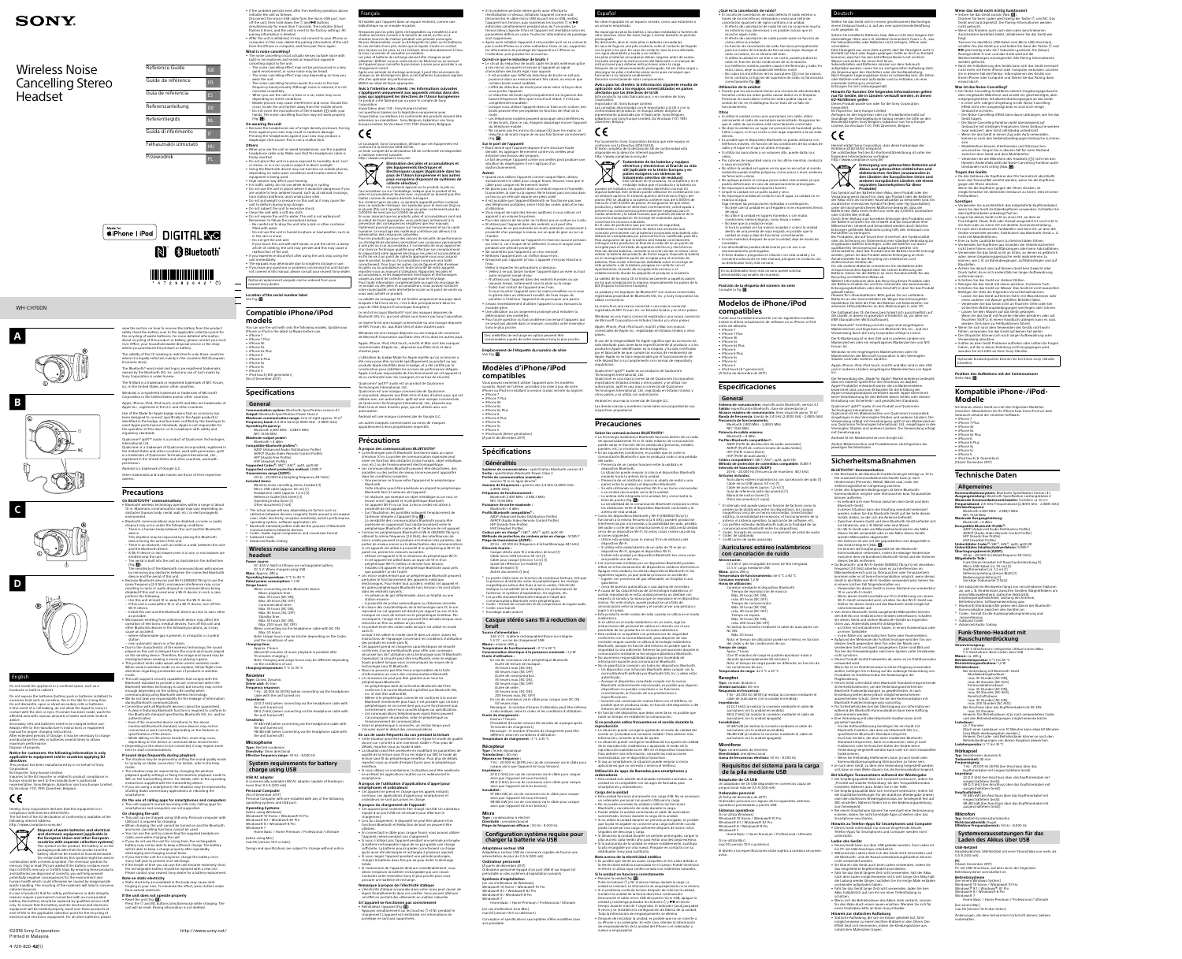# SONY

# Wireless Noise Cancelling Stereo Headset

| | |
|---|---|
| Reference Guide | GB |
| Guide de référence | FR |
| Guía de referencia | ES |
| Referenzanleitung | DE |
| Referentiegids | NL |
| Guida di riferimento | IT |
| Felhasználói útmutató | HU |
| Przewodnik | PL |

Made for iPhone | iPod

DIGITAL NC

N

Bluetooth®

WH-CH700N

A

B

C

D

©2018 Sony Corporation
Printed in Malaysia

4-729-820-**42**(1)

http://www.sony.net/

## English

Do not install the appliance in a confined space, such as a bookcase or built-in cabinet.

Do not expose the batteries (battery pack or batteries installed) to excessive heat such as sunshine, fire or the like for a long time.

Do not remove the built-in rechargeable battery, as this may damage the unit. In the event of a cell leaking, do not allow the liquid to come in contact with the skin or eyes. If contact has been made, wash the affected area with copious amounts of water and seek medical advice.

Secondary cells and batteries need to be charged before use. Always refer to the manufacturer's instructions or equipment manual for proper charging instructions.

After extended periods of storage, it may be necessary to charge and discharge the cells or batteries several times to obtain maximum performance.

Dispose of properly.

**Notice for customers: the following information is only applicable to equipment sold in countries applying EU directives**

This product has been manufactured by or on behalf of Sony Corporation.

EU Importer: Sony Europe Limited.

Inquiries to the EU Importer or related to product compliance in Europe should be sent to the manufacturer's authorized representative, Sony Belgium, bijkantoor van Sony Europe Limited, Da Vincilaan 7-D1, 1935 Zaventem, Belgium.

Hereby, Sony Corporation declares that this equipment is in compliance with Directive 2014/53/EU.

The full text of the EU declaration of conformity is available at the following internet address:

http://www.compliance.sony.de/

**Disposal of waste batteries and electrical and electronic equipment (applicable in the European Union and other European countries with separate collection systems)**

This symbol on the product, the battery or on the packaging indicates that the product and the battery shall not be treated as household waste. On certain batteries this symbol might be used in combination with a chemical symbol. The chemical symbols for mercury (Hg) or lead (Pb) are added if the battery contains more than 0.0005% mercury or 0.004% lead. By ensuring that these products and batteries are disposed of correctly, you will help to prevent potentially negative consequences for the environment and human health which could be caused by inappropriate waste handling. The recycling of the materials will help to conserve natural resources. In case of products that for safety, performance or data integrity reasons require a permanent connection with an incorporated battery, this battery should be replaced by qualified service staff only. To ensure that the battery and the electrical and electronic equipment will be treated properly, hand over these products at end-of-life to the applicable collection point for the recycling of electrical and electronic equipment. For all other batteries, please view the section on how to remove the battery from the product safely. Hand the battery over to the applicable collection point for the recycling of waste batteries. For more detailed information about recycling of this product or battery, please contact your local Civic Office, your household waste disposal service or the shop where you purchased the product or battery.

The validity of the CE marking is restricted to only those countries where it is legally enforced, mainly in the countries EEA (European Economic Area).

The Bluetooth® word mark and logos are registered trademarks owned by the Bluetooth SIG, Inc. and any use of such marks by Sony Corporation is under license.

The N-Mark is a trademark or registered trademark of NFC Forum, Inc. in the United States and in other countries.

Windows is a registered trademark or trademark of Microsoft Corporation in the United States and/or other countries.

Apple, iPhone, iPod, iPod touch, macOS and Mac are trademarks of Apple Inc., registered in the U.S. and other countries.

Use of the Made for Apple badge means that an accessory has been designed to connect specifically to the Apple product(s) identified in the badge, and has been certified by the developer to meet Apple performance standards. Apple is not responsible for the operation of this device or its compliance with safety and regulatory standards.

Qualcomm® aptX™ audio is a product of Qualcomm Technologies International, Ltd.

Qualcomm is a trademark of Qualcomm Incorporated, registered in the United States and other countries, used with permission. aptX is a trademark of Qualcomm Technologies International, Ltd., registered in the United States and other countries, used with permission.

Android is a trademark of Google LLC.

Other trademarks and trade names are those of their respective owners.

### Precautions

**On BLUETOOTH® communications**

- Bluetooth wireless technology operates within a range of about 10 m. Maximum communication range may vary depending on obstacles (human body, metal, wall, etc.) or electromagnetic environment.
- Bluetooth communications may be disabled, or noise or audio dropout may occur under the following conditions:
  - There is a human body between the unit and the Bluetooth device.
    This situation may be improved by placing the Bluetooth device facing the aerial of the unit.
  - There is an obstacle, such as metal or a wall, between the unit and the Bluetooth device.
  - A Wi-Fi device or microwave oven is in use, or microwaves are emitted near the unit.
  - The aerial is built into the unit as illustrated in the dotted line (fig. B).
- The sensitivity of the Bluetooth communications will improve by removing any obstacles between the connected Bluetooth device and the aerial of this unit.
- Because Bluetooth devices and Wi-Fi (IEEE802.11b/g/n) use the same frequency (2.4 GHz), microwave interference may occur resulting in noise or audio dropout or communications being disabled if this unit is used near a Wi-Fi device. In such a case, perform the following:
  - Use this unit at least 10 m away from the Wi-Fi device.
  - If this unit is used within 10 m of a Wi-Fi device, turn off the Wi-Fi device.
  - Install this unit and the Bluetooth device as near to each other as possible.
- Microwaves emitting from a Bluetooth device may affect the operation of electronic medical devices. Turn off this unit and other Bluetooth devices in the following locations, as it may cause an accident:
  - where inflammable gas is present, in a hospital, or a petrol station
  - near automatic doors or a fire alarm.
- Due to the characteristic of the wireless technology, the sound played on this unit is delayed from the sound and music played on the sending device. Therefore, the image and sound may be misaligned when viewing a movie or playing a game.
- This product emits radio waves when used in wireless mode. When used in wireless mode on an airplane, follow flight crew directions regarding permissible use of products in wireless mode.
- This unit supports security capabilities that comply with the Bluetooth standard to provide a secure connection when the Bluetooth wireless technology is used, but security may not be enough depending on the setting. Be careful when communicating using Bluetooth wireless technology.
- We do not take any responsibility for the leakage of information during Bluetooth communication.
- Connection with all Bluetooth devices cannot be guaranteed.
  - A device featuring Bluetooth function is required to conform to the Bluetooth standard specified by Bluetooth SIG, Inc. and be authenticated.
  - Even if the connected device conforms to the above mentioned Bluetooth standard, some devices may not be connected or work correctly, depending on the features or specifications of the device.
  - While talking on the phone hands free, noise may occur, depending on the device or communication environment.
- Depending on the device to be connected, it may require some time to start communications.

**If sound skips frequently during playback**

- The situation may be improved by setting the sound quality mode to "priority on stable connection." For details, refer to the Help Guide.
- The situation may be improved by changing the wireless playback quality settings or fixing the wireless playback mode to SBC on the transmitting device. For details, refer to the operating instructions supplied with the transmitting device.
- If you are using a smartphone, the situation may be improved by shutting down unnecessary applications or restarting the smartphone.

**On the use of calling apps for smartphones and computers**

- This unit supports normal incoming calls only. Calling apps for smartphones and computers are not supported.

**On charging the unit**

- This unit can be charged using USB only. Personal computer with USB port is required for charging.
- During charging, this unit cannot be turned on and the Bluetooth and noise cancelling functions cannot be used.
- You can use the unit by connecting the supplied headphone cable even while charging the unit.
- If you do not use this unit for a long time, the rechargeable battery may not be able to keep sufficient charge. The battery will be able to hold a proper charge after repeatedly discharging and charging several times.
- If you store this unit for a long time, charge the battery once every half year to prevent over-discharge.
- If the length of time you can use this unit became extremely short, the rechargeable battery should be replaced with a new one. Please contact your nearest Sony dealer for a battery replacement.

**Note on static electricity**

- Static electricity accumulated in the body may cause mild tingling in your ears. To minimize the effect, wear clothes made from natural materials.

**If the unit does not operate properly**

- Reset the unit (fig. C).
  Press the  button and  button simultaneously while charging. The unit will be reset. Pairing information is not deleted.
- If the problem persists even after the resetting operation above, initialize the unit as follows.
  Disconnect the micro-USB cable from the micro-USB port, turn off the unit, then hold down the  and ▶II buttons simultaneously for more than 7 seconds. The indicator (blue) flashes 4 times, and the unit is reset to the factory settings. All pairing information is deleted.
- After the unit is initialized, it may not connect to your iPhone or computer. In this case, delete the pairing information of the unit from the iPhone or computer, and then pair them again.

**What is noise cancelling?**

- The noise cancelling circuit actually senses outside noise with built-in microphones and sends an equal-but-opposite cancelling signal to the unit.
  - The noise cancelling effect may not be pronounced in a very quiet environment, or some noise may be heard.
  - The noise cancelling effect may vary depending on how you wear the unit.
  - The noise cancelling function works for noise in the low frequency band primarily. Although noise is reduced, it is not cancelled completely.
  - When you use the unit in a train or a car, some noise may occur depending on street conditions.
  - Mobile phones may cause interference and noise. Should this occur, locate the unit further away from the mobile phone.
  - Do not cover the microphones of the headset ( ) with your hands. The noise cancelling function may not work properly (fig. D).

**On wearing the unit**

- Because the headphones are of a high density enclosure, forcing them against your ears may result in eardrum damage. Pressing the headphones against your ears may produce a diaphragm click sound. This is not a malfunction.

**Others**

- When you use the unit as wired headphones, use the supplied headphone cable only. Make sure that the headphone cable is firmly inserted.
- Do not place this unit in a place exposed to humidity, dust, soot or steam, or in a car or place subject to direct sunlight.
- Using the Bluetooth device may not function on mobile phones, depending on radio wave conditions and location where the equipment is being used.
- High volume may affect your hearing.
- For traffic safety, do not use while driving or cycling.
- Do not use the unit in places where it would be dangerous if you are unable to hear ambient sound, such as at railroad crossings, train station platforms, and construction sites.
- Do not put weight or pressure on this unit as it may cause the unit to deform during long storage.
- Do not subject the unit to excessive shock.
- Clean the unit with a soft dry cloth.
- Do not expose the unit to water. The unit is not waterproof. Remember to follow the precautions below.
  - Be careful not to drop the unit into a sink or other container filled with water.
  - Do not use the unit in humid locations or bad weather, such as in the rain or snow.
  - Do not get the unit wet.
  If you touch the unit with wet hands, or put the unit in a damp article of clothing, the unit may get wet and this may cause a malfunction of the unit.
- If you experience discomfort after using the unit, stop using the unit immediately.
- The earpads may deteriorate due to long-term storage or use.
- If you have any questions or problems concerning this unit that are not covered in this manual, please consult your nearest Sony dealer.

Optional replacement earpads can be ordered from your nearest Sony dealer.

**Location of the serial number label**

See fig. A.

### Compatible iPhone/iPod models

You can use the unit with only the following models. Update your iPhone or iPod to the latest software before use.

- iPhone X
- iPhone 8
- iPhone 8 Plus
- iPhone 7
- iPhone 7 Plus
- iPhone SE
- iPhone 6s
- iPhone 6s Plus
- iPhone 6
- iPhone 6 Plus
- iPhone 5s
- iPhone 5c
- iPhone 5
- iPod touch (6th generation)

(As of December 2017)

### Specifications

#### General

**Communication system:** Bluetooth Specification version 4.1
**Output:** Bluetooth Specification Power Class 2
**Maximum communication range:** Line of sight approx. 10 m[1]
**Frequency band:** 2.4 GHz band (2.4000 GHz - 2.4835 GHz)
**Operating frequency:**
Bluetooth: 2.400 GHz – 2.480 GHz
NFC: 13.56 MHz
**Maximum output power:**
Bluetooth: < 4 dBm
**Compatible Bluetooth profiles[2]:**
A2DP (Advanced Audio Distribution Profile)
AVRCP (Audio Video Remote Control Profile)
HFP (Hands-free Profile)
HSP (Headset Profile)
**Supported Codec[3]:** SBC[4], AAC[5], aptX, aptX HD
**Supported content protection method:** SCMS-T
**Transmission range (A2DP):**
20 Hz - 20,000 Hz (Sampling frequency 44.1 kHz)
**Included items:**
Wireless noise cancelling stereo headset (1)
Micro-USB cable (approx. 50 cm) (1)
Headphone cable (approx. 1.2 m) (1)
Reference Guide (this sheet) (1)
Operating Instructions (1)
Other document (1 set)

[1] The actual range will vary depending on factors such as obstacles between devices, magnetic fields around a microwave oven, static electricity, reception sensitivity, aerial's performance, operating system, software application, etc.
[2] Bluetooth standard profiles indicate the purpose of Bluetooth communications between devices.
[3] Codec: Audio signal compression and conversion format
[4] Subband Codec
[5] Advanced Audio Coding

#### Wireless noise cancelling stereo headset

**Power source:**
DC 3.6 V: Built-in lithium-ion rechargeable battery
DC 5 V: When charged using USB
**Mass:** Approx. 240 g
**Operating temperature:** 0 °C to 40 °C
**Rated power consumption:** 1.2 W
**Usage hours:**
When connecting via the Bluetooth device
Music playback time:
Max. 35 hours (NC ON),
Max. 50 hours (NC OFF)
Communication time:
Max. 30 hours (NC ON),
Max. 40 hours (NC OFF)
Standby time:
Max. 35 hours (NC ON),
Max. 200 hours (NC OFF)
When connecting via the headphone cable with NC ON:
Max. 50 hours
Note: Usage hours may be shorter depending on the Codec and the conditions of use.
**Charging time:**
Approx. 4 hours
(Music can be played for about 60 minutes after 10 minutes charging.)
Note: Charging and usage hours may be different depending on the conditions of use.
**Charging temperature:** 5 °C to 35 °C

#### Receiver

**Type:** Closed, Dynamic
**Driver unit:** 40 mm
**Frequency response:**
7 Hz - 20,000 Hz (JEITA) (when connecting via the headphone cable with the unit turned on)
**Impedance:**
22 Ω (1 kHz) (when connecting via the headphone cable with the unit turned on)
68 Ω (1 kHz) (when connecting via the headphone cable with the unit turned off)
**Sensitivity:**
97 dB/mW (when connecting via the headphone cable with the unit turned on)
98 dB/mW (when connecting via the headphone cable with the unit turned off)

#### Microphone

**Type:** Electret condenser
**Directivity:** Omni directional
**Effective frequency range:** 50 Hz - 8,000 Hz

### System requirements for battery charge using USB

**USB AC adaptor**
A commercially available USB AC adaptor capable of feeding an output of 0.5 A (500 mA) or more

**Personal Computer**
(As of December 2017)
Personal Computer with pre-installed with any of the following operating systems and USB port:

**Operating Systems**
(when using Windows)
Windows® 10 Home / Windows® 10 Pro
Windows® 8.1 / Windows® 8.1 Pro
Windows® 8 / Windows® 8 Pro
Windows® 7
Home Basic / Home Premium / Professional / Ultimate

(when using Mac)
macOS (version 10.10 or later)

Design and specifications are subject to change without notice.

## Français

## Español

## Deutsch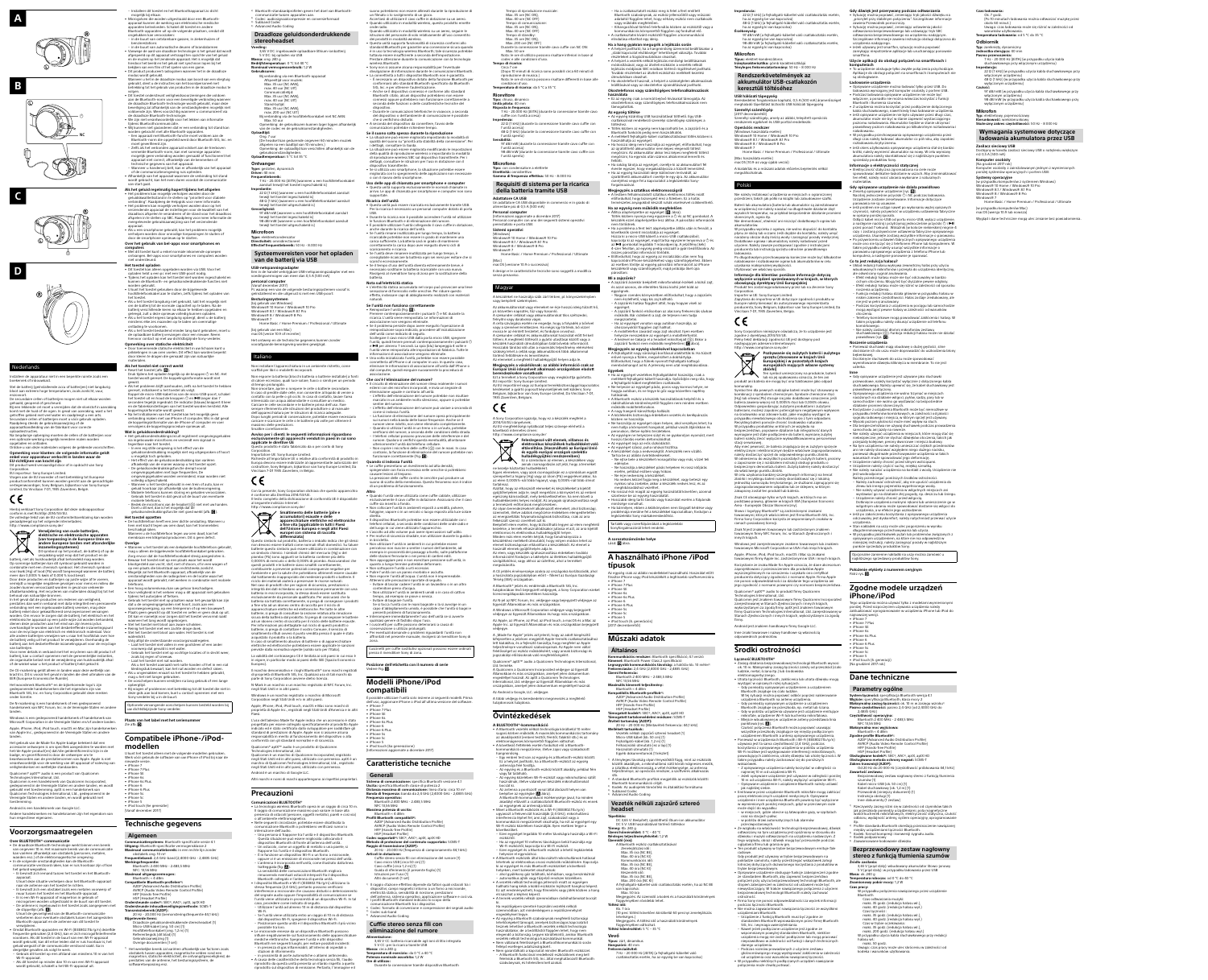## Nederlands

### Voorzorgsmaatregelen

### Compatibele iPhone-/iPod-modellen

- iPhone 7 Plus
- iPhone 7
- iPhone SE
- iPhone 6s Plus
- iPhone 6s
- iPhone 6 Plus
- iPhone 6
- iPhone 5s
- iPhone 5c
- iPhone 5
- iPod touch (6e generatie)

### Technische gegevens

#### Algemeen

#### Draadloze geluidsonderdrukkende stereoheadset

#### Systeemvereisten voor het opladen van de batterij via USB

## Italiano

### Precauzioni

### Modelli iPhone/iPod compatibili

### Caratteristiche tecniche

#### Generali

#### Cuffie stereo senza fili con eliminazione del rumore

#### Requisiti di sistema per la ricarica della batteria tramite USB

## Magyar

### A használható iPhone /iPod típusok

### Óvintézkedések

### Műszaki adatok

#### Általános

#### Vezeték nélküli zajszűrő sztereó headset

#### Rendszerkövetelmények az akkumulátor USB-csatlakozón keresztül töltéséhez

## Polski

### Środki ostrożności

### Zgodne modele urządzeń iPhone/iPod

### Dane techniczne

#### Parametry ogólne

#### Bezprzewodowy zestaw nagłowny stereo z funkcją tłumienia szumów

#### Wymagania systemowe dotyczące ładowania akumulatora przez USB